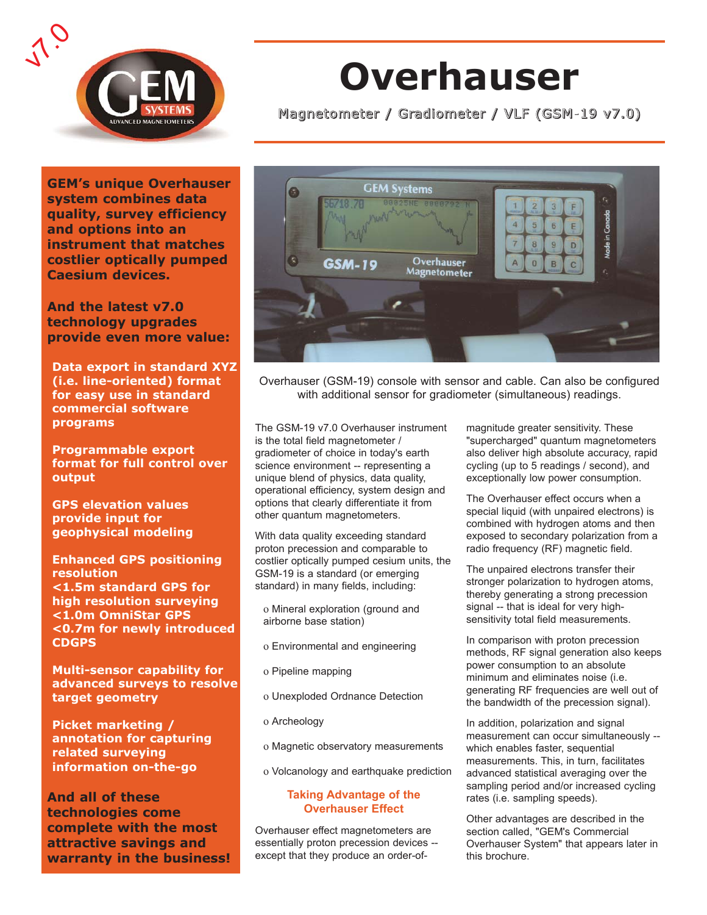v7.0

# Overhauser

Magnetometer / Gradiometer / VLF (GSM-19 v7.0)

**GEM's unique Overhauser system combines data quality, survey efficiency and options into an instrument that matches costlier optically pumped Caesium devices.**

**And the latest v7.0 technology upgrades provide even more value:**

- **Data export in standard XYZ (i.e. line-oriented) format for easy use in standard commercial software programs**
- **Programmable export format for full control over output**
- **GPS elevation values provide input for geophysical modeling**
- **Enhanced GPS positioning resolution**
  **<1.5m standard GPS for high resolution surveying**
  **<1.0m OmniStar GPS**
  **<0.7m for newly introduced CDGPS**
- **Multi-sensor capability for advanced surveys to resolve target geometry**
- **Picket marketing / annotation for capturing related surveying information on-the-go**

**And all of these technologies come complete with the most attractive savings and warranty in the business!**

Overhauser (GSM-19) console with sensor and cable. Can also be configured with additional sensor for gradiometer (simultaneous) readings.

The GSM-19 v7.0 Overhauser instrument is the total field magnetometer / gradiometer of choice in today's earth science environment -- representing a unique blend of physics, data quality, operational efficiency, system design and options that clearly differentiate it from other quantum magnetometers.

With data quality exceeding standard proton precession and comparable to costlier optically pumped cesium units, the GSM-19 is a standard (or emerging standard) in many fields, including:

- Mineral exploration (ground and airborne base station)
- Environmental and engineering
- Pipeline mapping
- Unexploded Ordnance Detection
- Archeology
- Magnetic observatory measurements
- Volcanology and earthquake prediction

## Taking Advantage of the Overhauser Effect

Overhauser effect magnetometers are essentially proton precession devices -- except that they produce an order-of-magnitude greater sensitivity. These "supercharged" quantum magnetometers also deliver high absolute accuracy, rapid cycling (up to 5 readings / second), and exceptionally low power consumption.

The Overhauser effect occurs when a special liquid (with unpaired electrons) is combined with hydrogen atoms and then exposed to secondary polarization from a radio frequency (RF) magnetic field.

The unpaired electrons transfer their stronger polarization to hydrogen atoms, thereby generating a strong precession signal -- that is ideal for very high-sensitivity total field measurements.

In comparison with proton precession methods, RF signal generation also keeps power consumption to an absolute minimum and eliminates noise (i.e. generating RF frequencies are well out of the bandwidth of the precession signal).

In addition, polarization and signal measurement can occur simultaneously -- which enables faster, sequential measurements. This, in turn, facilitates advanced statistical averaging over the sampling period and/or increased cycling rates (i.e. sampling speeds).

Other advantages are described in the section called, "GEM's Commercial Overhauser System" that appears later in this brochure.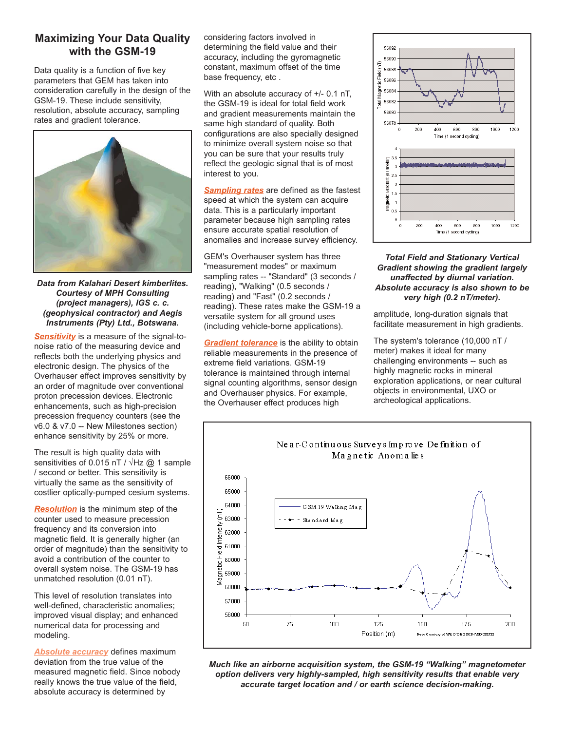## Maximizing Your Data Quality with the GSM-19

Data quality is a function of five key parameters that GEM has taken into consideration carefully in the design of the GSM-19. These include sensitivity, resolution, absolute accuracy, sampling rates and gradient tolerance.

***Data from Kalahari Desert kimberlites. Courtesy of MPH Consulting (project managers), IGS c. c. (geophysical contractor) and Aegis Instruments (Pty) Ltd., Botswana.***

***Sensitivity*** is a measure of the signal-to-noise ratio of the measuring device and reflects both the underlying physics and electronic design. The physics of the Overhauser effect improves sensitivity by an order of magnitude over conventional proton precession devices. Electronic enhancements, such as high-precision precession frequency counters (see the v6.0 & v7.0 -- New Milestones section) enhance sensitivity by 25% or more.

The result is high quality data with sensitivities of 0.015 nT / √Hz @ 1 sample / second or better. This sensitivity is virtually the same as the sensitivity of costlier optically-pumped cesium systems.

***Resolution*** is the minimum step of the counter used to measure precession frequency and its conversion into magnetic field. It is generally higher (an order of magnitude) than the sensitivity to avoid a contribution of the counter to overall system noise. The GSM-19 has unmatched resolution (0.01 nT).

This level of resolution translates into well-defined, characteristic anomalies; improved visual display; and enhanced numerical data for processing and modeling.

***Absolute accuracy*** defines maximum deviation from the true value of the measured magnetic field. Since nobody really knows the true value of the field, absolute accuracy is determined by considering factors involved in determining the field value and their accuracy, including the gyromagnetic constant, maximum offset of the time base frequency, etc .

With an absolute accuracy of +/- 0.1 nT, the GSM-19 is ideal for total field work and gradient measurements maintain the same high standard of quality. Both configurations are also specially designed to minimize overall system noise so that you can be sure that your results truly reflect the geologic signal that is of most interest to you.

***Sampling rates*** are defined as the fastest speed at which the system can acquire data. This is a particularly important parameter because high sampling rates ensure accurate spatial resolution of anomalies and increase survey efficiency.

GEM's Overhauser system has three "measurement modes" or maximum sampling rates -- "Standard" (3 seconds / reading), "Walking" (0.5 seconds / reading) and "Fast" (0.2 seconds / reading). These rates make the GSM-19 a versatile system for all ground uses (including vehicle-borne applications).

***Gradient tolerance*** is the ability to obtain reliable measurements in the presence of extreme field variations. GSM-19 tolerance is maintained through internal signal counting algorithms, sensor design and Overhauser physics. For example, the Overhauser effect produces high amplitude, long-duration signals that facilitate measurement in high gradients.

The system's tolerance (10,000 nT / meter) makes it ideal for many challenging environments -- such as highly magnetic rocks in mineral exploration applications, or near cultural objects in environmental, UXO or archeological applications.

***Total Field and Stationary Vertical Gradient showing the gradient largely unaffected by diurnal variation. Absolute accuracy is also shown to be very high (0.2 nT/meter).***

***Much like an airborne acquisition system, the GSM-19 "Walking" magnetometer option delivers very highly-sampled, high sensitivity results that enable very accurate target location and / or earth science decision-making.***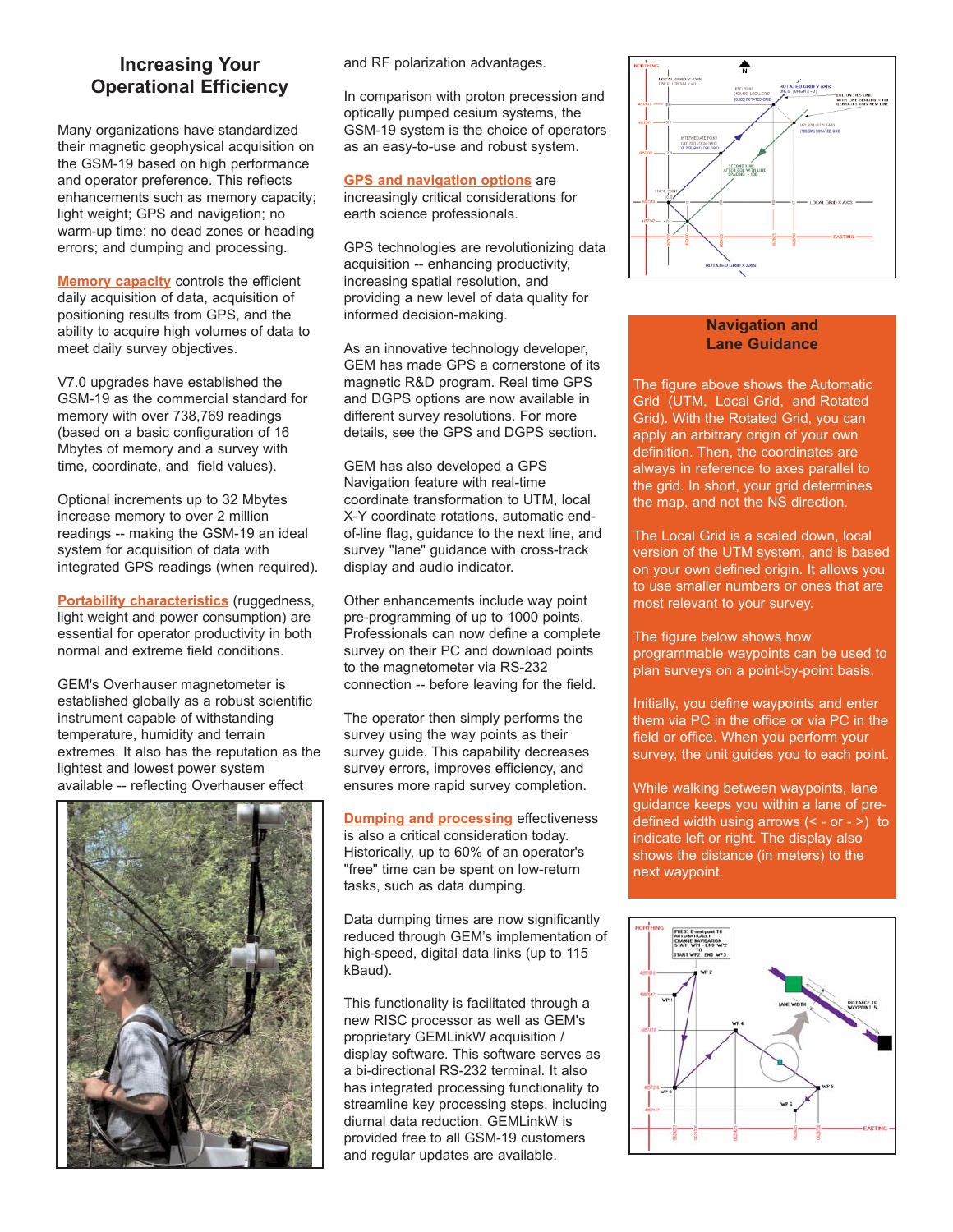## Increasing Your Operational Efficiency

Many organizations have standardized their magnetic geophysical acquisition on the GSM-19 based on high performance and operator preference. This reflects enhancements such as memory capacity; light weight; GPS and navigation; no warm-up time; no dead zones or heading errors; and dumping and processing.

**Memory capacity** controls the efficient daily acquisition of data, acquisition of positioning results from GPS, and the ability to acquire high volumes of data to meet daily survey objectives.

V7.0 upgrades have established the GSM-19 as the commercial standard for memory with over 738,769 readings (based on a basic configuration of 16 Mbytes of memory and a survey with time, coordinate, and field values).

Optional increments up to 32 Mbytes increase memory to over 2 million readings -- making the GSM-19 an ideal system for acquisition of data with integrated GPS readings (when required).

**Portability characteristics** (ruggedness, light weight and power consumption) are essential for operator productivity in both normal and extreme field conditions.

GEM's Overhauser magnetometer is established globally as a robust scientific instrument capable of withstanding temperature, humidity and terrain extremes. It also has the reputation as the lightest and lowest power system available -- reflecting Overhauser effect and RF polarization advantages.

In comparison with proton precession and optically pumped cesium systems, the GSM-19 system is the choice of operators as an easy-to-use and robust system.

**GPS and navigation options** are increasingly critical considerations for earth science professionals.

GPS technologies are revolutionizing data acquisition -- enhancing productivity, increasing spatial resolution, and providing a new level of data quality for informed decision-making.

As an innovative technology developer, GEM has made GPS a cornerstone of its magnetic R&D program. Real time GPS and DGPS options are now available in different survey resolutions. For more details, see the GPS and DGPS section.

GEM has also developed a GPS Navigation feature with real-time coordinate transformation to UTM, local X-Y coordinate rotations, automatic end-of-line flag, guidance to the next line, and survey "lane" guidance with cross-track display and audio indicator.

Other enhancements include way point pre-programming of up to 1000 points. Professionals can now define a complete survey on their PC and download points to the magnetometer via RS-232 connection -- before leaving for the field.

The operator then simply performs the survey using the way points as their survey guide. This capability decreases survey errors, improves efficiency, and ensures more rapid survey completion.

**Dumping and processing** effectiveness is also a critical consideration today. Historically, up to 60% of an operator's "free" time can be spent on low-return tasks, such as data dumping.

Data dumping times are now significantly reduced through GEM's implementation of high-speed, digital data links (up to 115 kBaud).

This functionality is facilitated through a new RISC processor as well as GEM's proprietary GEMLinkW acquisition / display software. This software serves as a bi-directional RS-232 terminal. It also has integrated processing functionality to streamline key processing steps, including diurnal data reduction. GEMLinkW is provided free to all GSM-19 customers and regular updates are available.

### Navigation and Lane Guidance

The figure above shows the Automatic Grid (UTM, Local Grid, and Rotated Grid). With the Rotated Grid, you can apply an arbitrary origin of your own definition. Then, the coordinates are always in reference to axes parallel to the grid. In short, your grid determines the map, and not the NS direction.

The Local Grid is a scaled down, local version of the UTM system, and is based on your own defined origin. It allows you to use smaller numbers or ones that are most relevant to your survey.

The figure below shows how programmable waypoints can be used to plan surveys on a point-by-point basis.

Initially, you define waypoints and enter them via PC in the office or via PC in the field or office. When you perform your survey, the unit guides you to each point.

While walking between waypoints, lane guidance keeps you within a lane of pre-defined width using arrows (< - or - >) to indicate left or right. The display also shows the distance (in meters) to the next waypoint.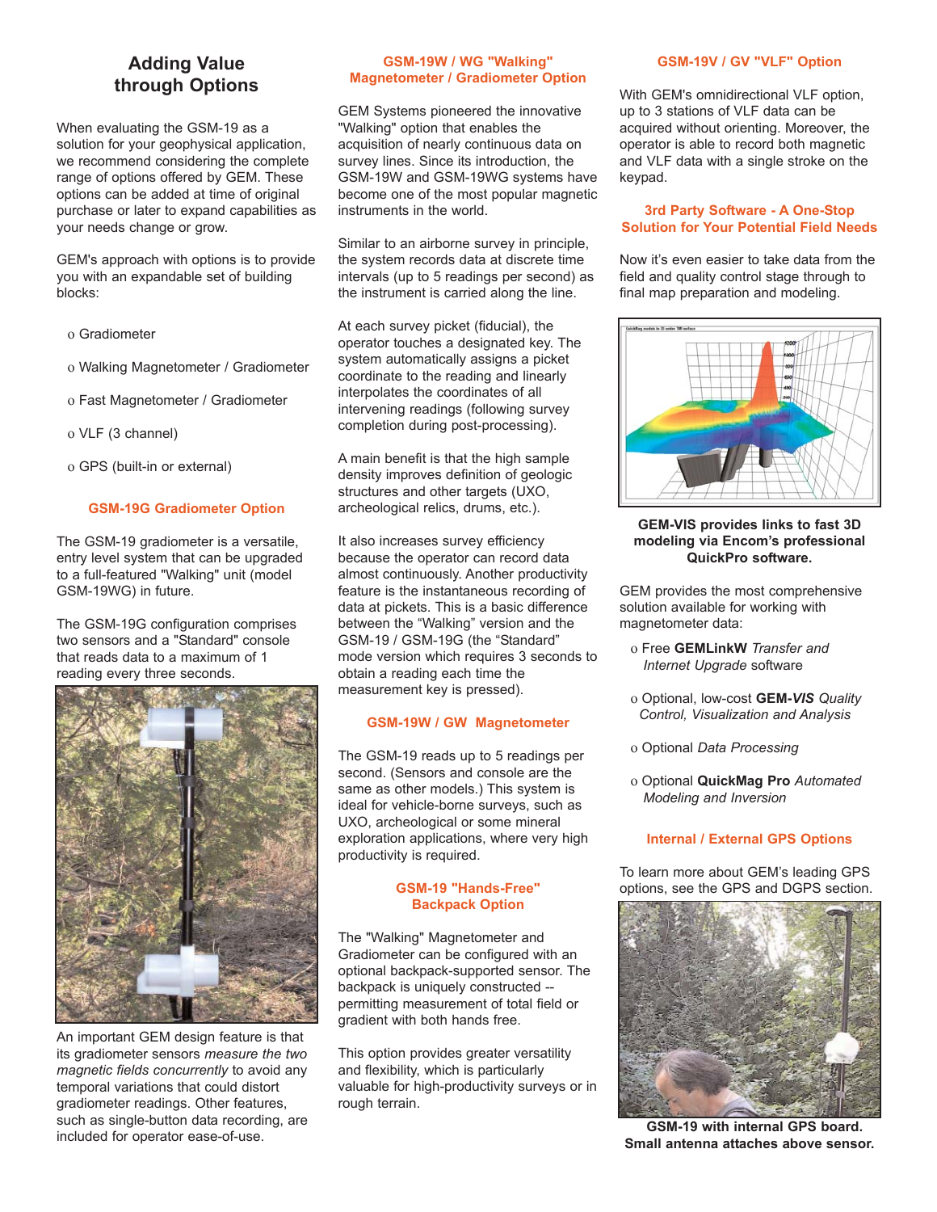# Adding Value through Options

When evaluating the GSM-19 as a solution for your geophysical application, we recommend considering the complete range of options offered by GEM. These options can be added at time of original purchase or later to expand capabilities as your needs change or grow.

GEM's approach with options is to provide you with an expandable set of building blocks:

- Gradiometer
- Walking Magnetometer / Gradiometer
- Fast Magnetometer / Gradiometer
- VLF (3 channel)
- GPS (built-in or external)

## GSM-19G Gradiometer Option

The GSM-19 gradiometer is a versatile, entry level system that can be upgraded to a full-featured "Walking" unit (model GSM-19WG) in future.

The GSM-19G configuration comprises two sensors and a "Standard" console that reads data to a maximum of 1 reading every three seconds.

An important GEM design feature is that its gradiometer sensors *measure the two magnetic fields concurrently* to avoid any temporal variations that could distort gradiometer readings. Other features, such as single-button data recording, are included for operator ease-of-use.

## GSM-19W / WG "Walking" Magnetometer / Gradiometer Option

GEM Systems pioneered the innovative "Walking" option that enables the acquisition of nearly continuous data on survey lines. Since its introduction, the GSM-19W and GSM-19WG systems have become one of the most popular magnetic instruments in the world.

Similar to an airborne survey in principle, the system records data at discrete time intervals (up to 5 readings per second) as the instrument is carried along the line.

At each survey picket (fiducial), the operator touches a designated key. The system automatically assigns a picket coordinate to the reading and linearly interpolates the coordinates of all intervening readings (following survey completion during post-processing).

A main benefit is that the high sample density improves definition of geologic structures and other targets (UXO, archeological relics, drums, etc.).

It also increases survey efficiency because the operator can record data almost continuously. Another productivity feature is the instantaneous recording of data at pickets. This is a basic difference between the "Walking" version and the GSM-19 / GSM-19G (the "Standard" mode version which requires 3 seconds to obtain a reading each time the measurement key is pressed).

## GSM-19W / GW Magnetometer

The GSM-19 reads up to 5 readings per second. (Sensors and console are the same as other models.) This system is ideal for vehicle-borne surveys, such as UXO, archeology or some mineral exploration applications, where very high productivity is required.

## GSM-19 "Hands-Free" Backpack Option

The "Walking" Magnetometer and Gradiometer can be configured with an optional backpack-supported sensor. The backpack is uniquely constructed -- permitting measurement of total field or gradient with both hands free.

This option provides greater versatility and flexibility, which is particularly valuable for high-productivity surveys or in rough terrain.

## GSM-19V / GV "VLF" Option

With GEM's omnidirectional VLF option, up to 3 stations of VLF data can be acquired without orienting. Moreover, the operator is able to record both magnetic and VLF data with a single stroke on the keypad.

## 3rd Party Software - A One-Stop Solution for Your Potential Field Needs

Now it's even easier to take data from the field and quality control stage through to final map preparation and modeling.

**GEM-VIS provides links to fast 3D modeling via Encom's professional QuickPro software.**

GEM provides the most comprehensive solution available for working with magnetometer data:

- Free **GEMLinkW** *Transfer and Internet Upgrade* software
- Optional, low-cost **GEM-*VIS*** *Quality Control, Visualization and Analysis*
- Optional *Data Processing*
- Optional **QuickMag Pro** *Automated Modeling and Inversion*

## Internal / External GPS Options

To learn more about GEM's leading GPS options, see the GPS and DGPS section.

**GSM-19 with internal GPS board. Small antenna attaches above sensor.**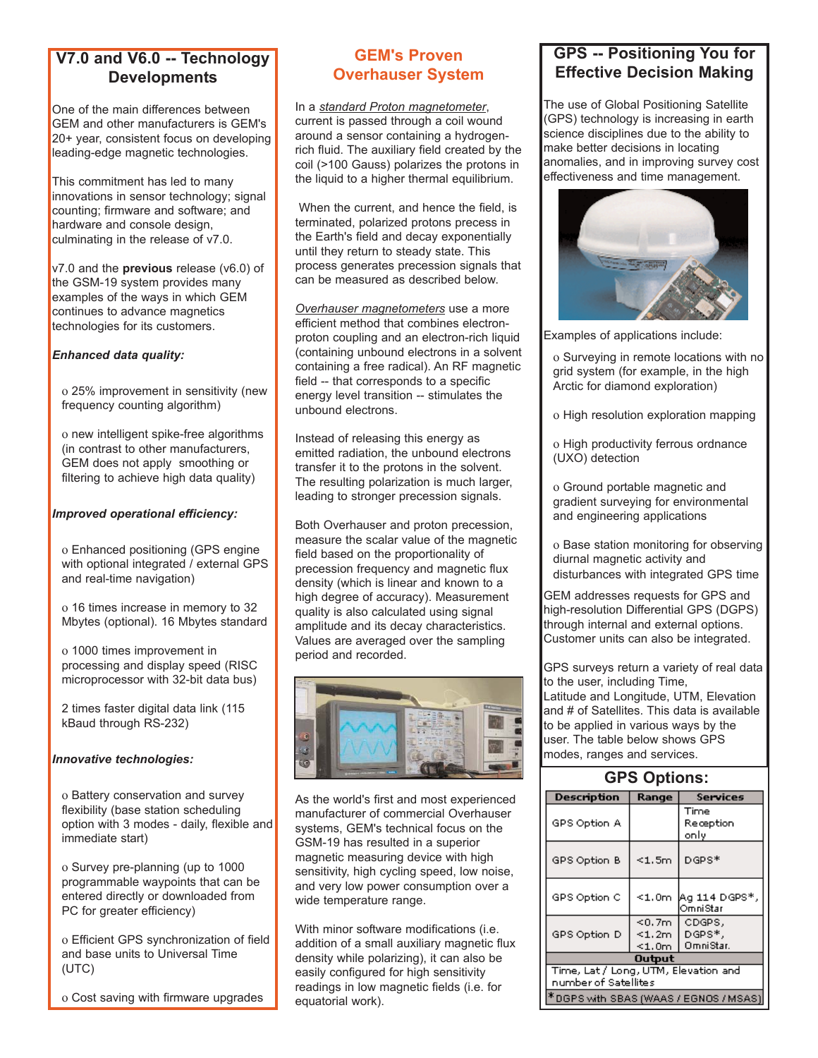## V7.0 and V6.0 -- Technology Developments

One of the main differences between GEM and other manufacturers is GEM's 20+ year, consistent focus on developing leading-edge magnetic technologies.

This commitment has led to many innovations in sensor technology; signal counting; firmware and software; and hardware and console design, culminating in the release of v7.0.

v7.0 and the **previous** release (v6.0) of the GSM-19 system provides many examples of the ways in which GEM continues to advance magnetics technologies for its customers.

***Enhanced data quality:***

- 25% improvement in sensitivity (new frequency counting algorithm)
- new intelligent spike-free algorithms (in contrast to other manufacturers, GEM does not apply smoothing or filtering to achieve high data quality)

***Improved operational efficiency:***

- Enhanced positioning (GPS engine with optional integrated / external GPS and real-time navigation)
- 16 times increase in memory to 32 Mbytes (optional). 16 Mbytes standard
- 1000 times improvement in processing and display speed (RISC microprocessor with 32-bit data bus)

2 times faster digital data link (115 kBaud through RS-232)

***Innovative technologies:***

- Battery conservation and survey flexibility (base station scheduling option with 3 modes - daily, flexible and immediate start)
- Survey pre-planning (up to 1000 programmable waypoints that can be entered directly or downloaded from PC for greater efficiency)
- Efficient GPS synchronization of field and base units to Universal Time (UTC)
- Cost saving with firmware upgrades

## GEM's Proven Overhauser System

In a _standard Proton magnetometer_, current is passed through a coil wound around a sensor containing a hydrogen-rich fluid. The auxiliary field created by the coil (>100 Gauss) polarizes the protons in the liquid to a higher thermal equilibrium.

When the current, and hence the field, is terminated, polarized protons precess in the Earth's field and decay exponentially until they return to steady state. This process generates precession signals that can be measured as described below.

_Overhauser magnetometers_ use a more efficient method that combines electron-proton coupling and an electron-rich liquid (containing unbound electrons in a solvent containing a free radical). An RF magnetic field -- that corresponds to a specific energy level transition -- stimulates the unbound electrons.

Instead of releasing this energy as emitted radiation, the unbound electrons transfer it to the protons in the solvent. The resulting polarization is much larger, leading to stronger precession signals.

Both Overhauser and proton precession, measure the scalar value of the magnetic field based on the proportionality of precession frequency and magnetic flux density (which is linear and known to a high degree of accuracy). Measurement quality is also calculated using signal amplitude and its decay characteristics. Values are averaged over the sampling period and recorded.

As the world's first and most experienced manufacturer of commercial Overhauser systems, GEM's technical focus on the GSM-19 has resulted in a superior magnetic measuring device with high sensitivity, high cycling speed, low noise, and very low power consumption over a wide temperature range.

With minor software modifications (i.e. addition of a small auxiliary magnetic flux density while polarizing), it can also be easily configured for high sensitivity readings in low magnetic fields (i.e. for equatorial work).

## GPS -- Positioning You for Effective Decision Making

The use of Global Positioning Satellite (GPS) technology is increasing in earth science disciplines due to the ability to make better decisions in locating anomalies, and in improving survey cost effectiveness and time management.

Examples of applications include:

- Surveying in remote locations with no grid system (for example, in the high Arctic for diamond exploration)
- High resolution exploration mapping
- High productivity ferrous ordnance (UXO) detection
- Ground portable magnetic and gradient surveying for environmental and engineering applications
- Base station monitoring for observing diurnal magnetic activity and disturbances with integrated GPS time

GEM addresses requests for GPS and high-resolution Differential GPS (DGPS) through internal and external options. Customer units can also be integrated.

GPS surveys return a variety of real data to the user, including Time, Latitude and Longitude, UTM, Elevation and # of Satellites. This data is available to be applied in various ways by the user. The table below shows GPS modes, ranges and services.

### GPS Options:

| Description | Range | Services |
|---|---|---|
| GPS Option A | | Time Reception only |
| GPS Option B | <1.5m | DGPS* |
| GPS Option C | <1.0m | Ag 114 DGPS*, OmniStar |
| GPS Option D | <0.7m<br><1.2m<br><1.0m | CDGPS,<br>DGPS*,<br>OmniStar. |
| **Output** | | |
| Time, Lat / Long, UTM, Elevation and number of Satellites | | |

*DGPS with SBAS (WAAS / EGNOS / MSAS)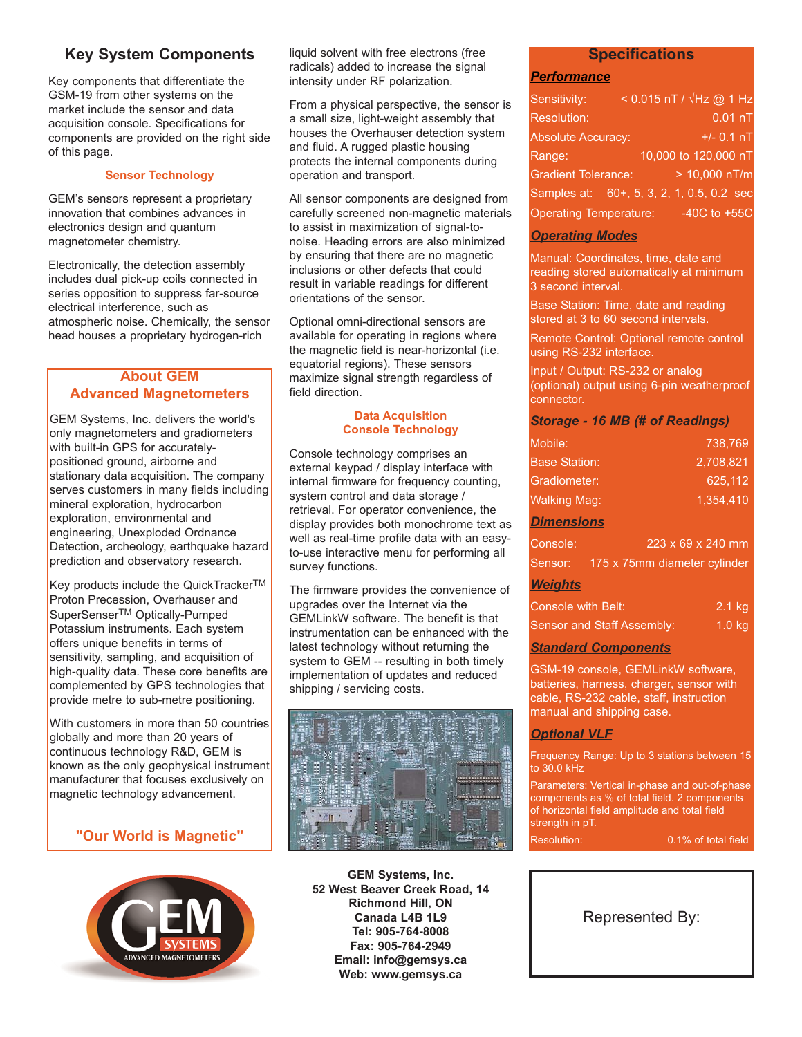## Key System Components

Key components that differentiate the GSM-19 from other systems on the market include the sensor and data acquisition console. Specifications for components are provided on the right side of this page.

### Sensor Technology

GEM's sensors represent a proprietary innovation that combines advances in electronics design and quantum magnetometer chemistry.

Electronically, the detection assembly includes dual pick-up coils connected in series opposition to suppress far-source electrical interference, such as atmospheric noise. Chemically, the sensor head houses a proprietary hydrogen-rich liquid solvent with free electrons (free radicals) added to increase the signal intensity under RF polarization.

From a physical perspective, the sensor is a small size, light-weight assembly that houses the Overhauser detection system and fluid. A rugged plastic housing protects the internal components during operation and transport.

All sensor components are designed from carefully screened non-magnetic materials to assist in maximization of signal-to-noise. Heading errors are also minimized by ensuring that there are no magnetic inclusions or other defects that could result in variable readings for different orientations of the sensor.

Optional omni-directional sensors are available for operating in regions where the magnetic field is near-horizontal (i.e. equatorial regions). These sensors maximize signal strength regardless of field direction.

### Data Acquisition Console Technology

Console technology comprises an external keypad / display interface with internal firmware for frequency counting, system control and data storage / retrieval. For operator convenience, the display provides both monochrome text as well as real-time profile data with an easy-to-use interactive menu for performing all survey functions.

The firmware provides the convenience of upgrades over the Internet via the GEMLinkW software. The benefit is that instrumentation can be enhanced with the latest technology without returning the system to GEM -- resulting in both timely implementation of updates and reduced shipping / servicing costs.

## About GEM Advanced Magnetometers

GEM Systems, Inc. delivers the world's only magnetometers and gradiometers with built-in GPS for accurately-positioned ground, airborne and stationary data acquisition. The company serves customers in many fields including mineral exploration, hydrocarbon exploration, environmental and engineering, Unexploded Ordnance Detection, archeology, earthquake hazard prediction and observatory research.

Key products include the QuickTracker™ Proton Precession, Overhauser and SuperSenser™ Optically-Pumped Potassium instruments. Each system offers unique benefits in terms of sensitivity, sampling, and acquisition of high-quality data. These core benefits are complemented by GPS technologies that provide metre to sub-metre positioning.

With customers in more than 50 countries globally and more than 20 years of continuous technology R&D, GEM is known as the only geophysical instrument manufacturer that focuses exclusively on magnetic technology advancement.

**"Our World is Magnetic"**

GEM SYSTEMS
ADVANCED MAGNETOMETERS

**GEM Systems, Inc.**
**52 West Beaver Creek Road, 14**
**Richmond Hill, ON**
**Canada L4B 1L9**
**Tel: 905-764-8008**
**Fax: 905-764-2949**
**Email: info@gemsys.ca**
**Web: www.gemsys.ca**

## Specifications

### Performance

| | |
|---|---|
| Sensitivity: | < 0.015 nT / √Hz @ 1 Hz |
| Resolution: | 0.01 nT |
| Absolute Accuracy: | +/- 0.1 nT |
| Range: | 10,000 to 120,000 nT |
| Gradient Tolerance: | > 10,000 nT/m |
| Samples at: | 60+, 5, 3, 2, 1, 0.5, 0.2 sec |
| Operating Temperature: | -40C to +55C |

### Operating Modes

Manual: Coordinates, time, date and reading stored automatically at minimum 3 second interval.

Base Station: Time, date and reading stored at 3 to 60 second intervals.

Remote Control: Optional remote control using RS-232 interface.

Input / Output: RS-232 or analog (optional) output using 6-pin weatherproof connector.

### Storage - 16 MB (# of Readings)

| | |
|---|---|
| Mobile: | 738,769 |
| Base Station: | 2,708,821 |
| Gradiometer: | 625,112 |
| Walking Mag: | 1,354,410 |

### Dimensions

| | |
|---|---|
| Console: | 223 x 69 x 240 mm |
| Sensor: | 175 x 75mm diameter cylinder |

### Weights

| | |
|---|---|
| Console with Belt: | 2.1 kg |
| Sensor and Staff Assembly: | 1.0 kg |

### Standard Components

GSM-19 console, GEMLinkW software, batteries, harness, charger, sensor with cable, RS-232 cable, staff, instruction manual and shipping case.

### Optional VLF

Frequency Range: Up to 3 stations between 15 to 30.0 kHz

Parameters: Vertical in-phase and out-of-phase components as % of total field. 2 components of horizontal field amplitude and total field strength in pT.

Resolution: 0.1% of total field

Represented By: